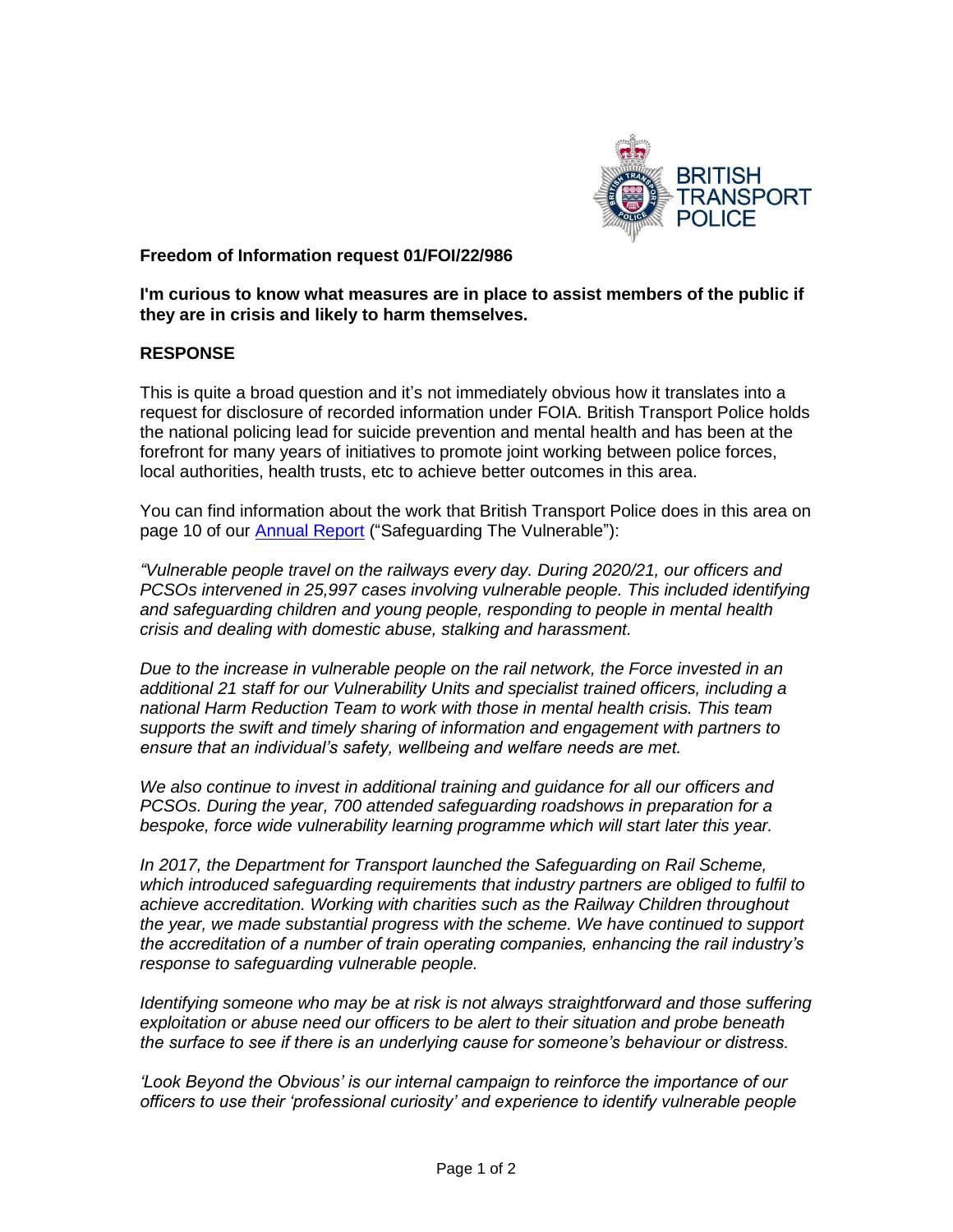**Freedom of Information request 01/FOI/22/986**

**I'm curious to know what measures are in place to assist members of the public if they are in crisis and likely to harm themselves.**

## RESPONSE

This is quite a broad question and it's not immediately obvious how it translates into a request for disclosure of recorded information under FOIA. British Transport Police holds the national policing lead for suicide prevention and mental health and has been at the forefront for many years of initiatives to promote joint working between police forces, local authorities, health trusts, etc to achieve better outcomes in this area.

You can find information about the work that British Transport Police does in this area on page 10 of our Annual Report ("Safeguarding The Vulnerable"):

*"Vulnerable people travel on the railways every day. During 2020/21, our officers and PCSOs intervened in 25,997 cases involving vulnerable people. This included identifying and safeguarding children and young people, responding to people in mental health crisis and dealing with domestic abuse, stalking and harassment.*

*Due to the increase in vulnerable people on the rail network, the Force invested in an additional 21 staff for our Vulnerability Units and specialist trained officers, including a national Harm Reduction Team to work with those in mental health crisis. This team supports the swift and timely sharing of information and engagement with partners to ensure that an individual's safety, wellbeing and welfare needs are met.*

*We also continue to invest in additional training and guidance for all our officers and PCSOs. During the year, 700 attended safeguarding roadshows in preparation for a bespoke, force wide vulnerability learning programme which will start later this year.*

*In 2017, the Department for Transport launched the Safeguarding on Rail Scheme, which introduced safeguarding requirements that industry partners are obliged to fulfil to achieve accreditation. Working with charities such as the Railway Children throughout the year, we made substantial progress with the scheme. We have continued to support the accreditation of a number of train operating companies, enhancing the rail industry's response to safeguarding vulnerable people.*

*Identifying someone who may be at risk is not always straightforward and those suffering exploitation or abuse need our officers to be alert to their situation and probe beneath the surface to see if there is an underlying cause for someone's behaviour or distress.*

*'Look Beyond the Obvious' is our internal campaign to reinforce the importance of our officers to use their 'professional curiosity' and experience to identify vulnerable people*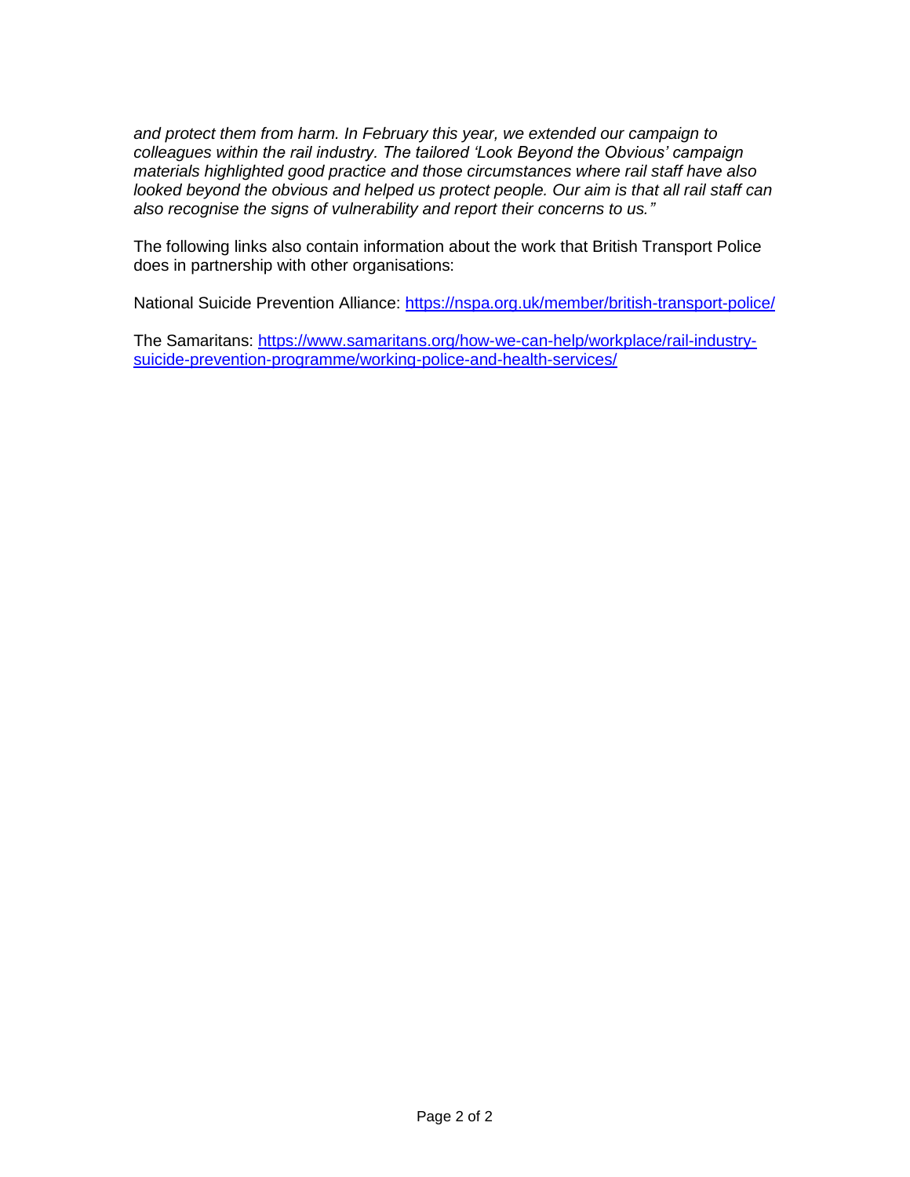*and protect them from harm. In February this year, we extended our campaign to colleagues within the rail industry. The tailored 'Look Beyond the Obvious' campaign materials highlighted good practice and those circumstances where rail staff have also looked beyond the obvious and helped us protect people. Our aim is that all rail staff can also recognise the signs of vulnerability and report their concerns to us."*

The following links also contain information about the work that British Transport Police does in partnership with other organisations:

National Suicide Prevention Alliance: https://nspa.org.uk/member/british-transport-police/

The Samaritans: https://www.samaritans.org/how-we-can-help/workplace/rail-industry-suicide-prevention-programme/working-police-and-health-services/